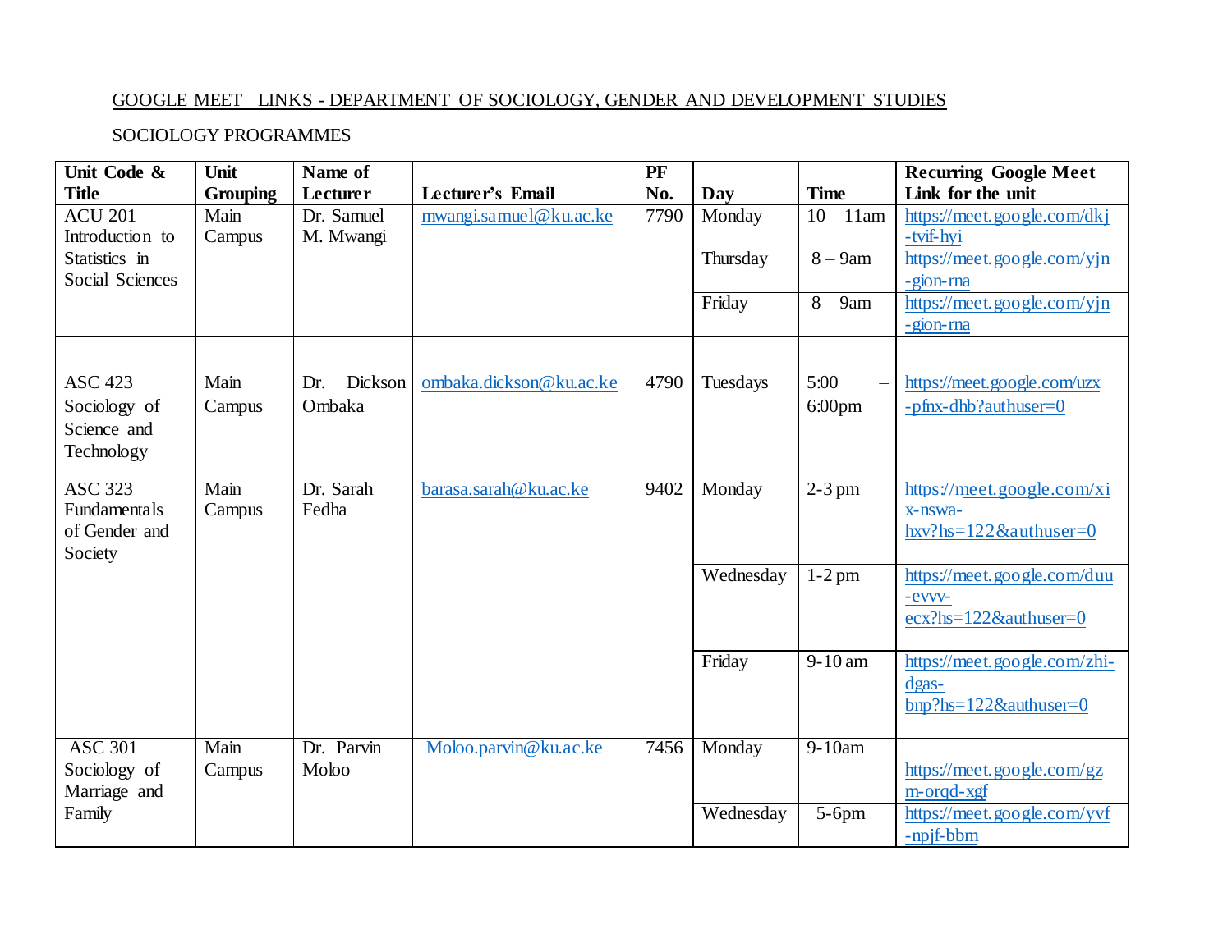GOOGLE MEET LINKS - DEPARTMENT OF SOCIOLOGY, GENDER AND DEVELOPMENT STUDIES

SOCIOLOGY PROGRAMMES

| Unit Code & Title | Unit Grouping | Name of Lecturer | Lecturer's Email | PF No. | Day | Time | Recurring Google Meet Link for the unit |
|---|---|---|---|---|---|---|---|
| ACU 201 Introduction to Statistics in Social Sciences | Main Campus | Dr. Samuel M. Mwangi | mwangi.samuel@ku.ac.ke | 7790 | Monday | 10 – 11am | https://meet.google.com/dkj-tvif-hyi |
| | | | | | Thursday | 8 – 9am | https://meet.google.com/yjn-gion-rna |
| | | | | | Friday | 8 – 9am | https://meet.google.com/yjn-gion-rna |
| ASC 423 Sociology of Science and Technology | Main Campus | Dr. Dickson Ombaka | ombaka.dickson@ku.ac.ke | 4790 | Tuesdays | 5:00 – 6:00pm | https://meet.google.com/uzx-pfnx-dhb?authuser=0 |
| ASC 323 Fundamentals of Gender and Society | Main Campus | Dr. Sarah Fedha | barasa.sarah@ku.ac.ke | 9402 | Monday | 2-3 pm | https://meet.google.com/xix-nswa-hxv?hs=122&authuser=0 |
| | | | | | Wednesday | 1-2 pm | https://meet.google.com/duu-evvv-ecx?hs=122&authuser=0 |
| | | | | | Friday | 9-10 am | https://meet.google.com/zhi-dgas-bnp?hs=122&authuser=0 |
| ASC 301 Sociology of Marriage and Family | Main Campus | Dr. Parvin Moloo | Moloo.parvin@ku.ac.ke | 7456 | Monday | 9-10am | https://meet.google.com/gzm-orqd-xgf |
| | | | | | Wednesday | 5-6pm | https://meet.google.com/yvf-npjf-bbm |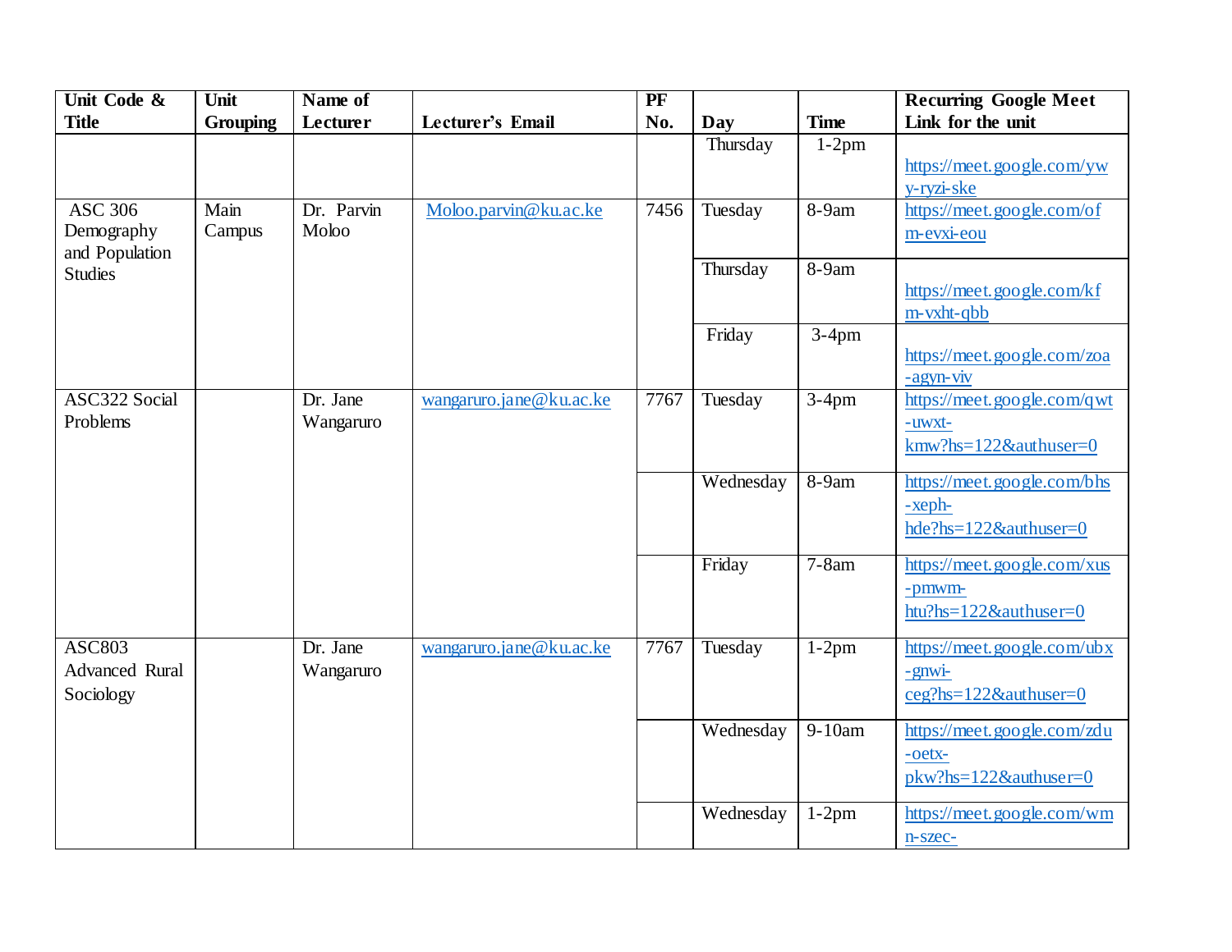| Unit Code & Title | Unit Grouping | Name of Lecturer | Lecturer's Email | PF No. | Day | Time | Recurring Google Meet Link for the unit |
|---|---|---|---|---|---|---|---|
| | | | | | Thursday | 1-2pm | https://meet.google.com/ywy-ryzi-ske |
| ASC 306 Demography and Population Studies | Main Campus | Dr. Parvin Moloo | Moloo.parvin@ku.ac.ke | 7456 | Tuesday | 8-9am | https://meet.google.com/ofm-evxi-eou |
| | | | | | Thursday | 8-9am | https://meet.google.com/kfm-vxht-qbb |
| | | | | | Friday | 3-4pm | https://meet.google.com/zoa-agyn-viv |
| ASC322 Social Problems | | Dr. Jane Wangaruro | wangaruro.jane@ku.ac.ke | 7767 | Tuesday | 3-4pm | https://meet.google.com/qwt-uwxt-kmw?hs=122&authuser=0 |
| | | | | | Wednesday | 8-9am | https://meet.google.com/bhs-xeph-hde?hs=122&authuser=0 |
| | | | | | Friday | 7-8am | https://meet.google.com/xus-pmwm-htu?hs=122&authuser=0 |
| ASC803 Advanced Rural Sociology | | Dr. Jane Wangaruro | wangaruro.jane@ku.ac.ke | 7767 | Tuesday | 1-2pm | https://meet.google.com/ubx-gnwi-ceg?hs=122&authuser=0 |
| | | | | | Wednesday | 9-10am | https://meet.google.com/zdu-oetx-pkw?hs=122&authuser=0 |
| | | | | | Wednesday | 1-2pm | https://meet.google.com/wmn-szec- |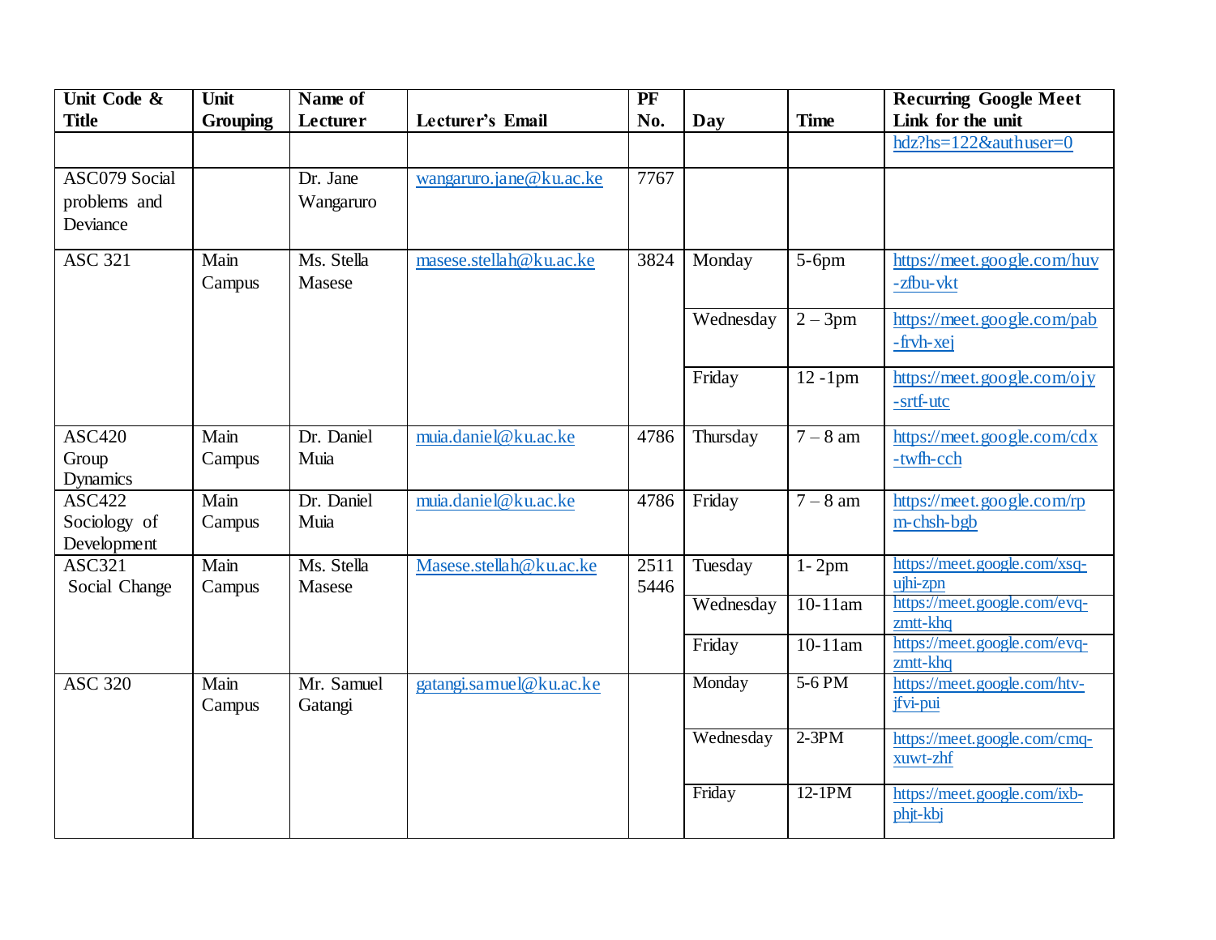| Unit Code & Title | Unit Grouping | Name of Lecturer | Lecturer's Email | PF No. | Day | Time | Recurring Google Meet Link for the unit |
|---|---|---|---|---|---|---|---|
| | | | | | | | hdz?hs=122&authuser=0 |
| ASC079 Social problems and Deviance | | Dr. Jane Wangaruro | wangaruro.jane@ku.ac.ke | 7767 | | | |
| ASC 321 | Main Campus | Ms. Stella Masese | masese.stellah@ku.ac.ke | 3824 | Monday | 5-6pm | https://meet.google.com/huv-zfbu-vkt |
| | | | | | Wednesday | 2 – 3pm | https://meet.google.com/pab-frvh-xej |
| | | | | | Friday | 12 -1pm | https://meet.google.com/ojy-srtf-utc |
| ASC420 Group Dynamics | Main Campus | Dr. Daniel Muia | muia.daniel@ku.ac.ke | 4786 | Thursday | 7 – 8 am | https://meet.google.com/cdx-twfh-cch |
| ASC422 Sociology of Development | Main Campus | Dr. Daniel Muia | muia.daniel@ku.ac.ke | 4786 | Friday | 7 – 8 am | https://meet.google.com/rpm-chsh-bgb |
| ASC321 Social Change | Main Campus | Ms. Stella Masese | Masese.stellah@ku.ac.ke | 2511 5446 | Tuesday | 1- 2pm | https://meet.google.com/xsq-ujhi-zpn |
| | | | | | Wednesday | 10-11am | https://meet.google.com/evq-zmtt-khq |
| | | | | | Friday | 10-11am | https://meet.google.com/evq-zmtt-khq |
| ASC 320 | Main Campus | Mr. Samuel Gatangi | gatangi.samuel@ku.ac.ke | | Monday | 5-6 PM | https://meet.google.com/htv-jfvi-pui |
| | | | | | Wednesday | 2-3PM | https://meet.google.com/cmq-xuwt-zhf |
| | | | | | Friday | 12-1PM | https://meet.google.com/ixb-phjt-kbj |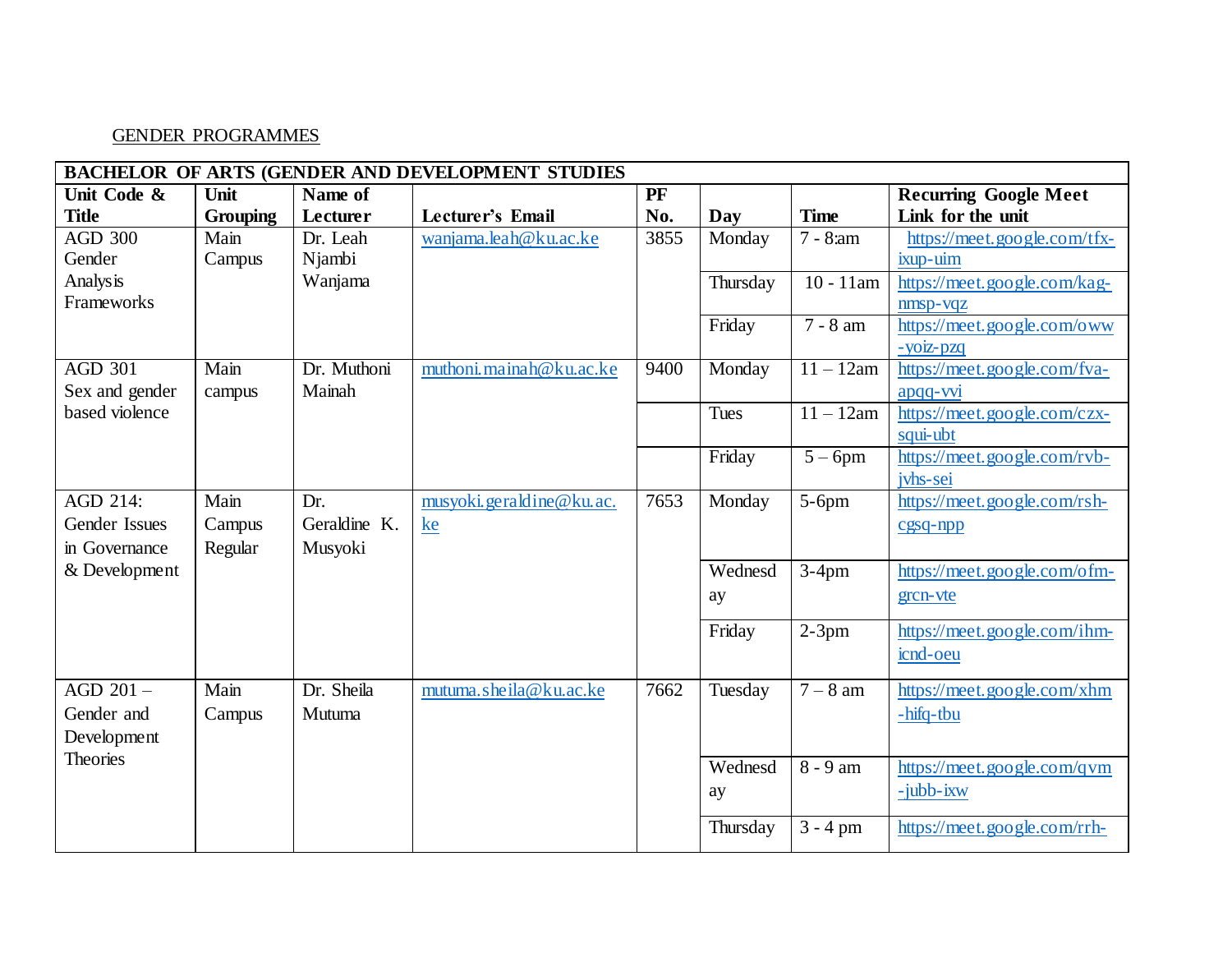GENDER PROGRAMMES

| BACHELOR OF ARTS (GENDER AND DEVELOPMENT STUDIES | | | | | | | |
|---|---|---|---|---|---|---|---|
| **Unit Code & Title** | **Unit Grouping** | **Name of Lecturer** | **Lecturer's Email** | **PF No.** | **Day** | **Time** | **Recurring Google Meet Link for the unit** |
| AGD 300 Gender Analysis Frameworks | Main Campus | Dr. Leah Njambi Wanjama | wanjama.leah@ku.ac.ke | 3855 | Monday | 7 - 8:am | https://meet.google.com/tfx-ixup-uim |
| | | | | | Thursday | 10 - 11am | https://meet.google.com/kag-nmsp-vqz |
| | | | | | Friday | 7 - 8 am | https://meet.google.com/oww-yoiz-pzq |
| AGD 301 Sex and gender based violence | Main campus | Dr. Muthoni Mainah | muthoni.mainah@ku.ac.ke | 9400 | Monday | 11 – 12am | https://meet.google.com/fva-apqq-vvi |
| | | | | | Tues | 11 – 12am | https://meet.google.com/czx-squi-ubt |
| | | | | | Friday | 5 – 6pm | https://meet.google.com/rvb-jvhs-sei |
| AGD 214: Gender Issues in Governance & Development | Main Campus Regular | Dr. Geraldine K. Musyoki | musyoki.geraldine@ku.ac.ke | 7653 | Monday | 5-6pm | https://meet.google.com/rsh-cgsq-npp |
| | | | | | Wednesday | 3-4pm | https://meet.google.com/ofm-grcn-vte |
| | | | | | Friday | 2-3pm | https://meet.google.com/ihm-icnd-oeu |
| AGD 201 – Gender and Development Theories | Main Campus | Dr. Sheila Mutuma | mutuma.sheila@ku.ac.ke | 7662 | Tuesday | 7 – 8 am | https://meet.google.com/xhm-hifq-tbu |
| | | | | | Wednesday | 8 - 9 am | https://meet.google.com/qvm-jubb-ixw |
| | | | | | Thursday | 3 - 4 pm | https://meet.google.com/rrh- |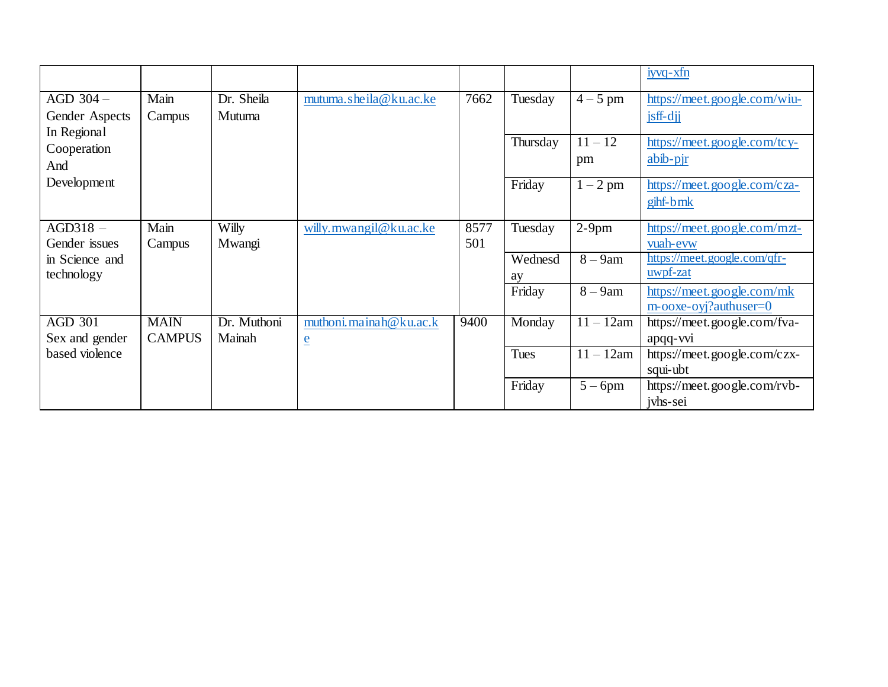| | | | | | | | |
|---|---|---|---|---|---|---|---|
| | | | | | | | iyvq-xfn |
| AGD 304 – Gender Aspects In Regional Cooperation And Development | Main Campus | Dr. Sheila Mutuma | mutuma.sheila@ku.ac.ke | 7662 | Tuesday | 4 – 5 pm | https://meet.google.com/wiu-jsff-djj |
| | | | | | Thursday | 11 – 12 pm | https://meet.google.com/tcy-abib-pjr |
| | | | | | Friday | 1 – 2 pm | https://meet.google.com/cza-gjhf-bmk |
| AGD318 – Gender issues in Science and technology | Main Campus | Willy Mwangi | willy.mwangil@ku.ac.ke | 8577 501 | Tuesday | 2-9pm | https://meet.google.com/mzt-vuah-evw |
| | | | | | Wednesday | 8 – 9am | https://meet.google.com/qfr-uwpf-zat |
| | | | | | Friday | 8 – 9am | https://meet.google.com/mkm-ooxe-oyj?authuser=0 |
| AGD 301 Sex and gender based violence | MAIN CAMPUS | Dr. Muthoni Mainah | muthoni.mainah@ku.ac.ke | 9400 | Monday | 11 – 12am | https://meet.google.com/fva-apqq-vvi |
| | | | | | Tues | 11 – 12am | https://meet.google.com/czx-squi-ubt |
| | | | | | Friday | 5 – 6pm | https://meet.google.com/rvb-jvhs-sei |